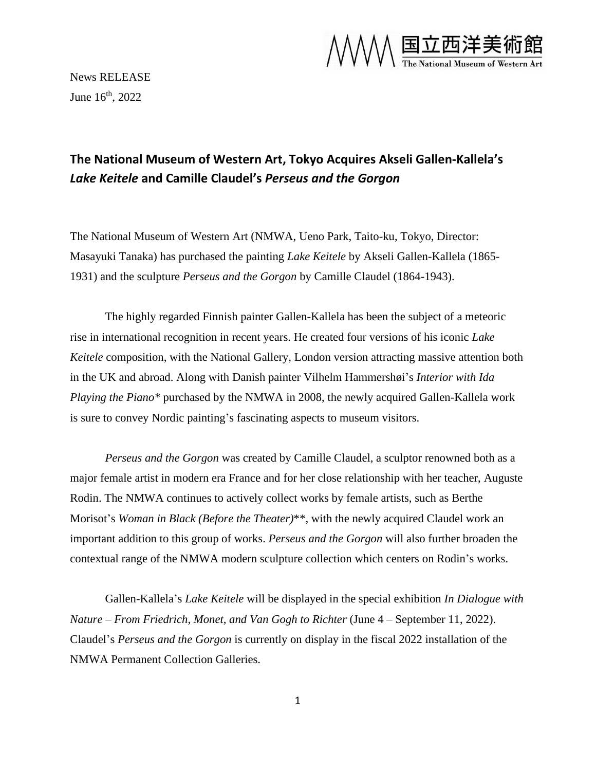国立西洋美術館
The National Museum of Western Art

News RELEASE
June 16th, 2022

# The National Museum of Western Art, Tokyo Acquires Akseli Gallen-Kallela's *Lake Keitele* and Camille Claudel's *Perseus and the Gorgon*

The National Museum of Western Art (NMWA, Ueno Park, Taito-ku, Tokyo, Director: Masayuki Tanaka) has purchased the painting *Lake Keitele* by Akseli Gallen-Kallela (1865-1931) and the sculpture *Perseus and the Gorgon* by Camille Claudel (1864-1943).

The highly regarded Finnish painter Gallen-Kallela has been the subject of a meteoric rise in international recognition in recent years. He created four versions of his iconic *Lake Keitele* composition, with the National Gallery, London version attracting massive attention both in the UK and abroad. Along with Danish painter Vilhelm Hammershøi's *Interior with Ida Playing the Piano*\* purchased by the NMWA in 2008, the newly acquired Gallen-Kallela work is sure to convey Nordic painting's fascinating aspects to museum visitors.

*Perseus and the Gorgon* was created by Camille Claudel, a sculptor renowned both as a major female artist in modern era France and for her close relationship with her teacher, Auguste Rodin. The NMWA continues to actively collect works by female artists, such as Berthe Morisot's *Woman in Black (Before the Theater)*\*\*, with the newly acquired Claudel work an important addition to this group of works. *Perseus and the Gorgon* will also further broaden the contextual range of the NMWA modern sculpture collection which centers on Rodin's works.

Gallen-Kallela's *Lake Keitele* will be displayed in the special exhibition *In Dialogue with Nature – From Friedrich, Monet, and Van Gogh to Richter* (June 4 – September 11, 2022). Claudel's *Perseus and the Gorgon* is currently on display in the fiscal 2022 installation of the NMWA Permanent Collection Galleries.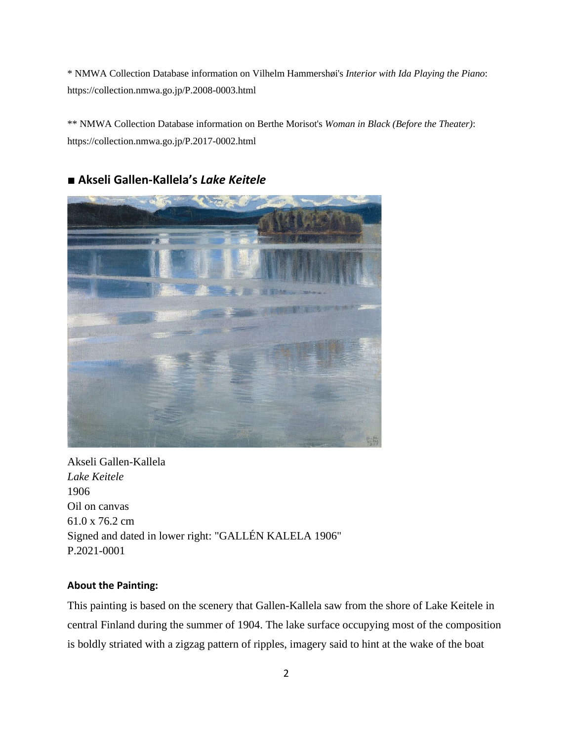* NMWA Collection Database information on Vilhelm Hammershøi's *Interior with Ida Playing the Piano*: https://collection.nmwa.go.jp/P.2008-0003.html

** NMWA Collection Database information on Berthe Morisot's *Woman in Black (Before the Theater)*: https://collection.nmwa.go.jp/P.2017-0002.html

## ■ Akseli Gallen-Kallela's *Lake Keitele*

Akseli Gallen-Kallela
*Lake Keitele*
1906
Oil on canvas
61.0 x 76.2 cm
Signed and dated in lower right: "GALLÉN KALELA 1906"
P.2021-0001

#### About the Painting:

This painting is based on the scenery that Gallen-Kallela saw from the shore of Lake Keitele in central Finland during the summer of 1904. The lake surface occupying most of the composition is boldly striated with a zigzag pattern of ripples, imagery said to hint at the wake of the boat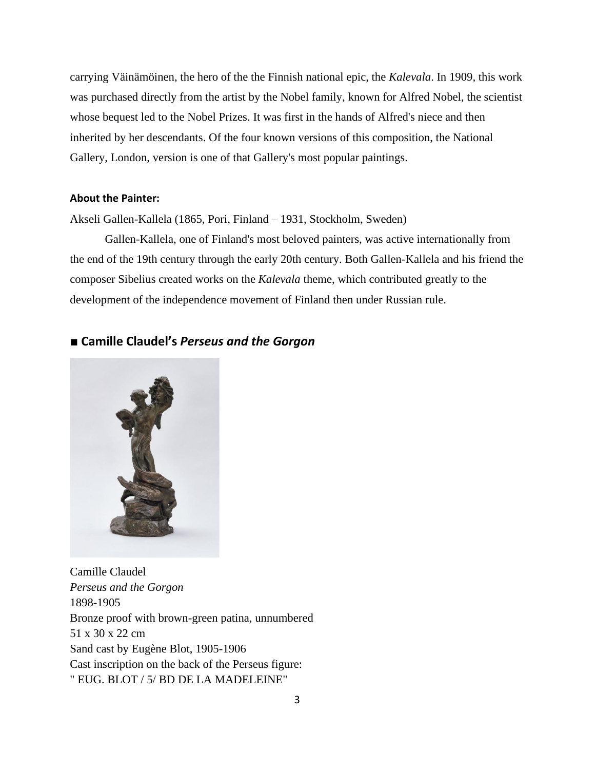carrying Väinämöinen, the hero of the the Finnish national epic, the *Kalevala*. In 1909, this work was purchased directly from the artist by the Nobel family, known for Alfred Nobel, the scientist whose bequest led to the Nobel Prizes. It was first in the hands of Alfred's niece and then inherited by her descendants. Of the four known versions of this composition, the National Gallery, London, version is one of that Gallery's most popular paintings.

**About the Painter:**

Akseli Gallen-Kallela (1865, Pori, Finland – 1931, Stockholm, Sweden)

Gallen-Kallela, one of Finland's most beloved painters, was active internationally from the end of the 19th century through the early 20th century. Both Gallen-Kallela and his friend the composer Sibelius created works on the *Kalevala* theme, which contributed greatly to the development of the independence movement of Finland then under Russian rule.

## ■ Camille Claudel's *Perseus and the Gorgon*

Camille Claudel
*Perseus and the Gorgon*
1898-1905
Bronze proof with brown-green patina, unnumbered
51 x 30 x 22 cm
Sand cast by Eugène Blot, 1905-1906
Cast inscription on the back of the Perseus figure:
" EUG. BLOT / 5/ BD DE LA MADELEINE"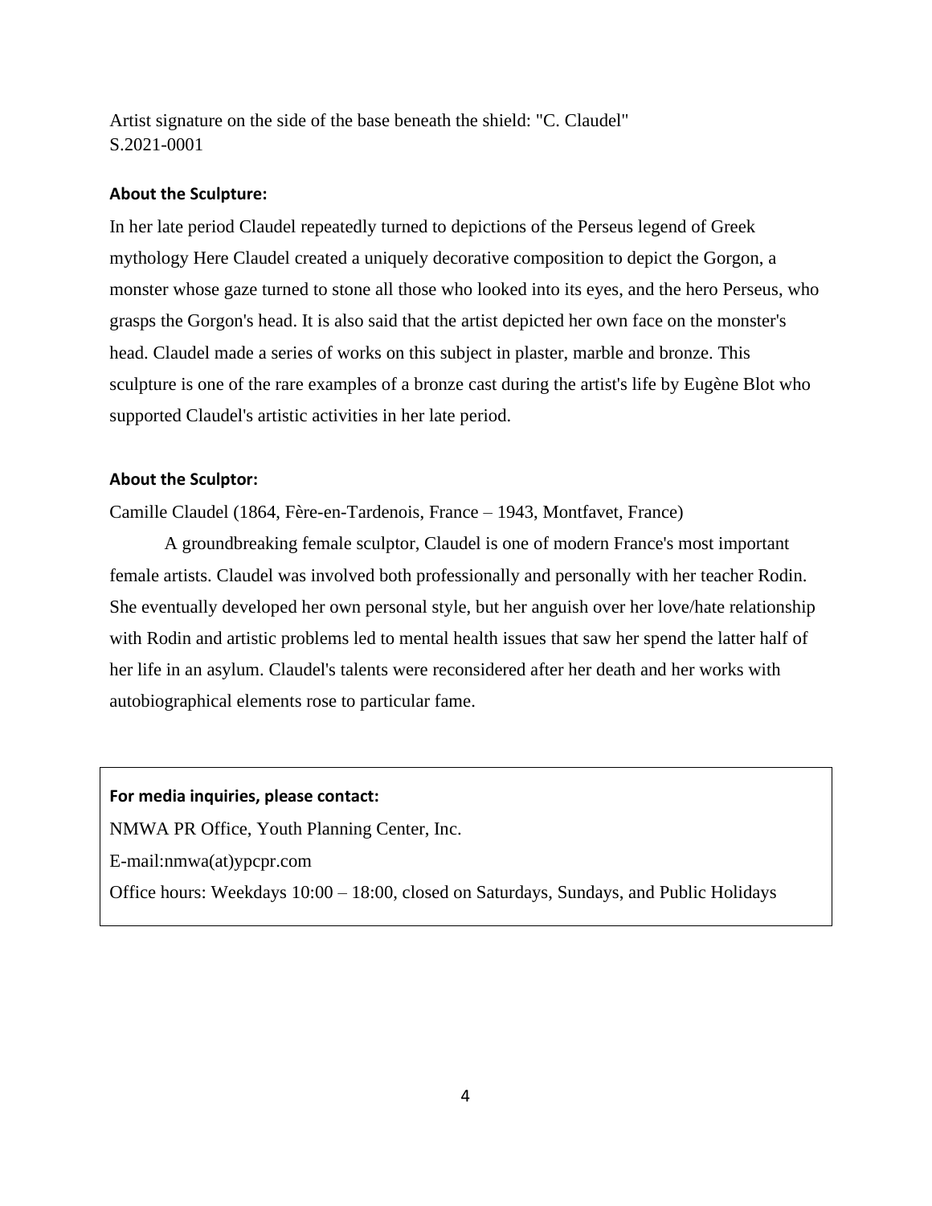Artist signature on the side of the base beneath the shield: "C. Claudel"
S.2021-0001

**About the Sculpture:**

In her late period Claudel repeatedly turned to depictions of the Perseus legend of Greek mythology Here Claudel created a uniquely decorative composition to depict the Gorgon, a monster whose gaze turned to stone all those who looked into its eyes, and the hero Perseus, who grasps the Gorgon's head. It is also said that the artist depicted her own face on the monster's head. Claudel made a series of works on this subject in plaster, marble and bronze. This sculpture is one of the rare examples of a bronze cast during the artist's life by Eugène Blot who supported Claudel's artistic activities in her late period.

**About the Sculptor:**

Camille Claudel (1864, Fère-en-Tardenois, France – 1943, Montfavet, France)

A groundbreaking female sculptor, Claudel is one of modern France's most important female artists. Claudel was involved both professionally and personally with her teacher Rodin. She eventually developed her own personal style, but her anguish over her love/hate relationship with Rodin and artistic problems led to mental health issues that saw her spend the latter half of her life in an asylum. Claudel's talents were reconsidered after her death and her works with autobiographical elements rose to particular fame.

**For media inquiries, please contact:**

NMWA PR Office, Youth Planning Center, Inc.

E-mail:nmwa(at)ypcpr.com

Office hours: Weekdays 10:00 – 18:00, closed on Saturdays, Sundays, and Public Holidays